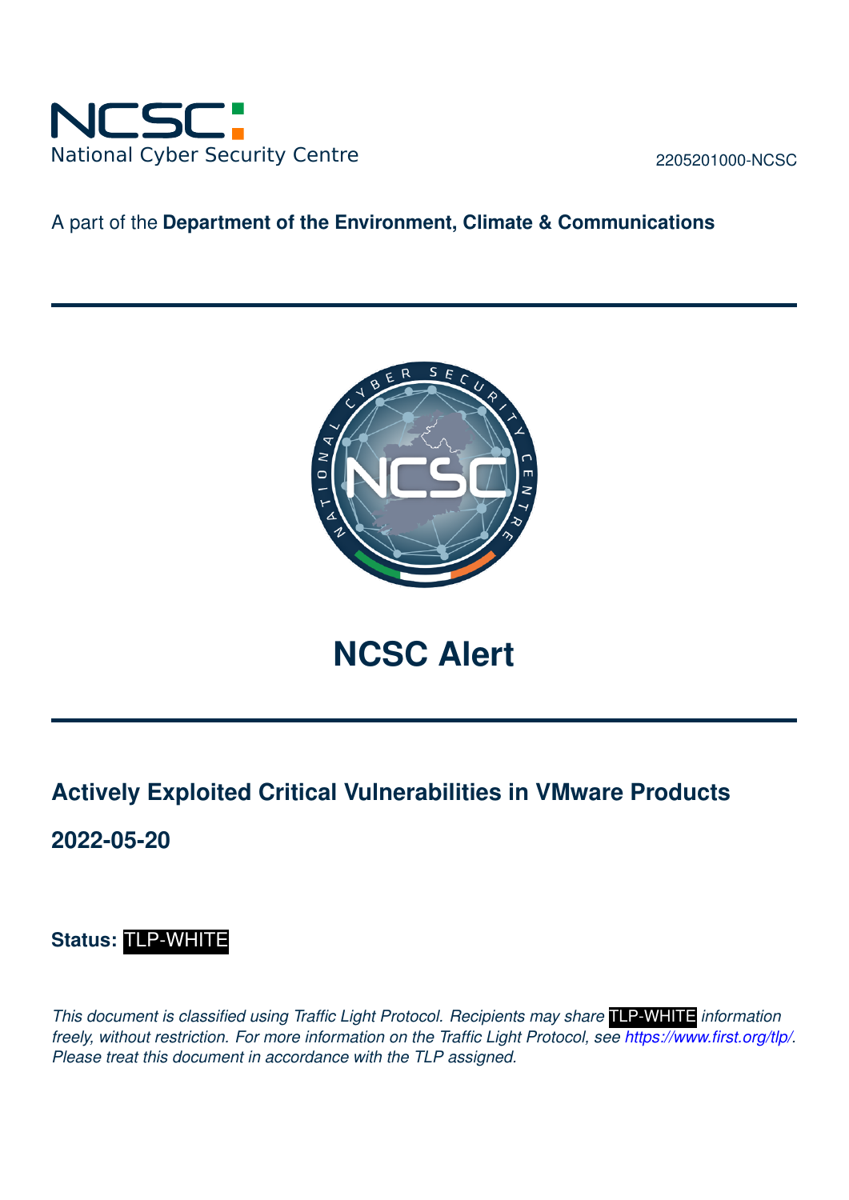NCSC
National Cyber Security Centre

2205201000-NCSC

A part of the **Department of the Environment, Climate & Communications**

# NCSC Alert

## Actively Exploited Critical Vulnerabilities in VMware Products

## 2022-05-20

**Status:** TLP-WHITE

*This document is classified using Traffic Light Protocol. Recipients may share* TLP-WHITE *information freely, without restriction. For more information on the Traffic Light Protocol, see https://www.first.org/tlp/. Please treat this document in accordance with the TLP assigned.*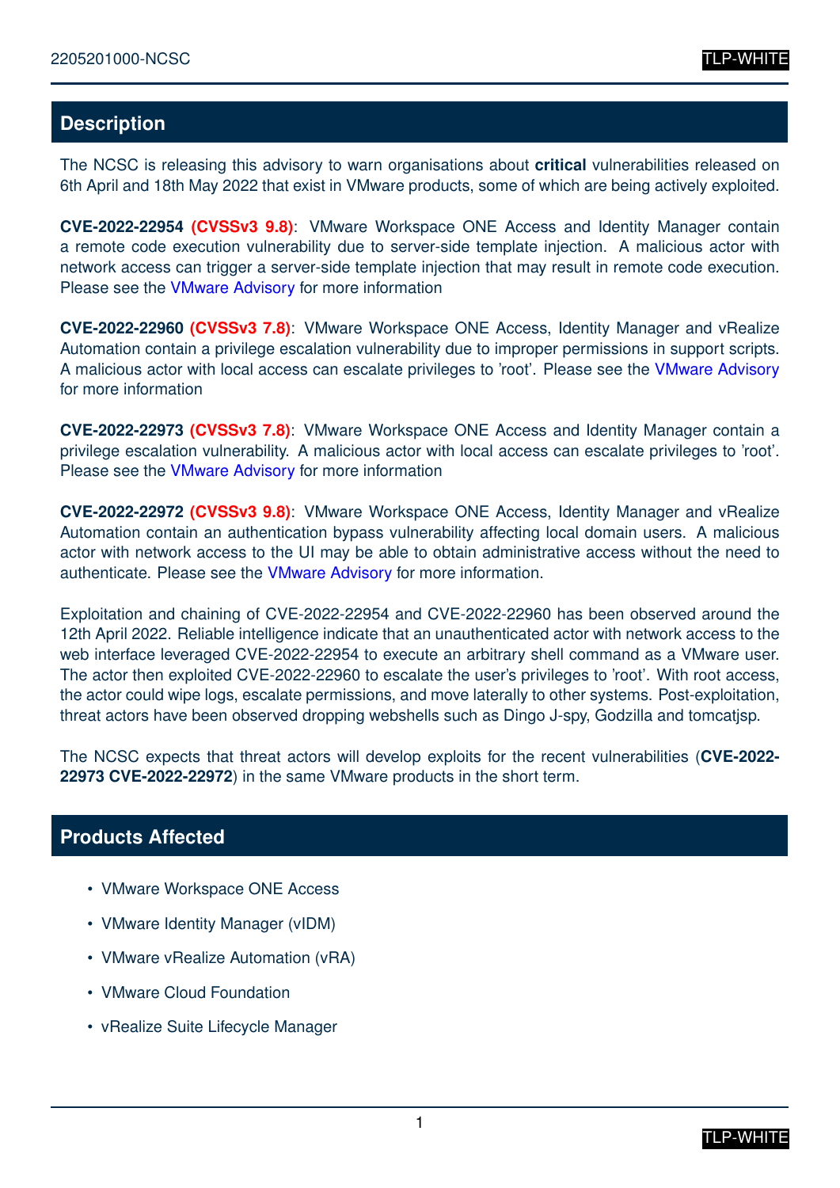## Description

The NCSC is releasing this advisory to warn organisations about **critical** vulnerabilities released on 6th April and 18th May 2022 that exist in VMware products, some of which are being actively exploited.

**CVE-2022-22954 (CVSSv3 9.8)**: VMware Workspace ONE Access and Identity Manager contain a remote code execution vulnerability due to server-side template injection. A malicious actor with network access can trigger a server-side template injection that may result in remote code execution. Please see the VMware Advisory for more information

**CVE-2022-22960 (CVSSv3 7.8)**: VMware Workspace ONE Access, Identity Manager and vRealize Automation contain a privilege escalation vulnerability due to improper permissions in support scripts. A malicious actor with local access can escalate privileges to 'root'. Please see the VMware Advisory for more information

**CVE-2022-22973 (CVSSv3 7.8)**: VMware Workspace ONE Access and Identity Manager contain a privilege escalation vulnerability. A malicious actor with local access can escalate privileges to 'root'. Please see the VMware Advisory for more information

**CVE-2022-22972 (CVSSv3 9.8)**: VMware Workspace ONE Access, Identity Manager and vRealize Automation contain an authentication bypass vulnerability affecting local domain users. A malicious actor with network access to the UI may be able to obtain administrative access without the need to authenticate. Please see the VMware Advisory for more information.

Exploitation and chaining of CVE-2022-22954 and CVE-2022-22960 has been observed around the 12th April 2022. Reliable intelligence indicate that an unauthenticated actor with network access to the web interface leveraged CVE-2022-22954 to execute an arbitrary shell command as a VMware user. The actor then exploited CVE-2022-22960 to escalate the user's privileges to 'root'. With root access, the actor could wipe logs, escalate permissions, and move laterally to other systems. Post-exploitation, threat actors have been observed dropping webshells such as Dingo J-spy, Godzilla and tomcatjsp.

The NCSC expects that threat actors will develop exploits for the recent vulnerabilities (**CVE-2022-22973 CVE-2022-22972**) in the same VMware products in the short term.

## Products Affected

- VMware Workspace ONE Access
- VMware Identity Manager (vIDM)
- VMware vRealize Automation (vRA)
- VMware Cloud Foundation
- vRealize Suite Lifecycle Manager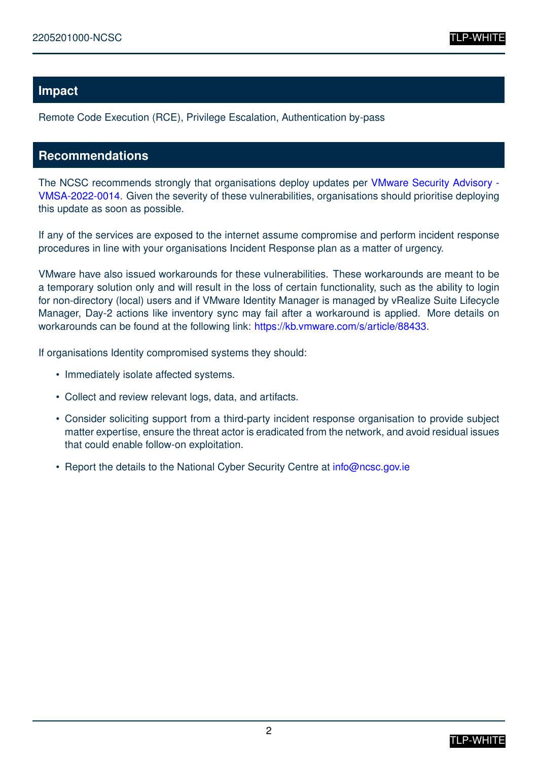## Impact

Remote Code Execution (RCE), Privilege Escalation, Authentication by-pass

## Recommendations

The NCSC recommends strongly that organisations deploy updates per VMware Security Advisory - VMSA-2022-0014. Given the severity of these vulnerabilities, organisations should prioritise deploying this update as soon as possible.

If any of the services are exposed to the internet assume compromise and perform incident response procedures in line with your organisations Incident Response plan as a matter of urgency.

VMware have also issued workarounds for these vulnerabilities. These workarounds are meant to be a temporary solution only and will result in the loss of certain functionality, such as the ability to login for non-directory (local) users and if VMware Identity Manager is managed by vRealize Suite Lifecycle Manager, Day-2 actions like inventory sync may fail after a workaround is applied. More details on workarounds can be found at the following link: https://kb.vmware.com/s/article/88433.

If organisations Identity compromised systems they should:

- Immediately isolate affected systems.
- Collect and review relevant logs, data, and artifacts.
- Consider soliciting support from a third-party incident response organisation to provide subject matter expertise, ensure the threat actor is eradicated from the network, and avoid residual issues that could enable follow-on exploitation.
- Report the details to the National Cyber Security Centre at info@ncsc.gov.ie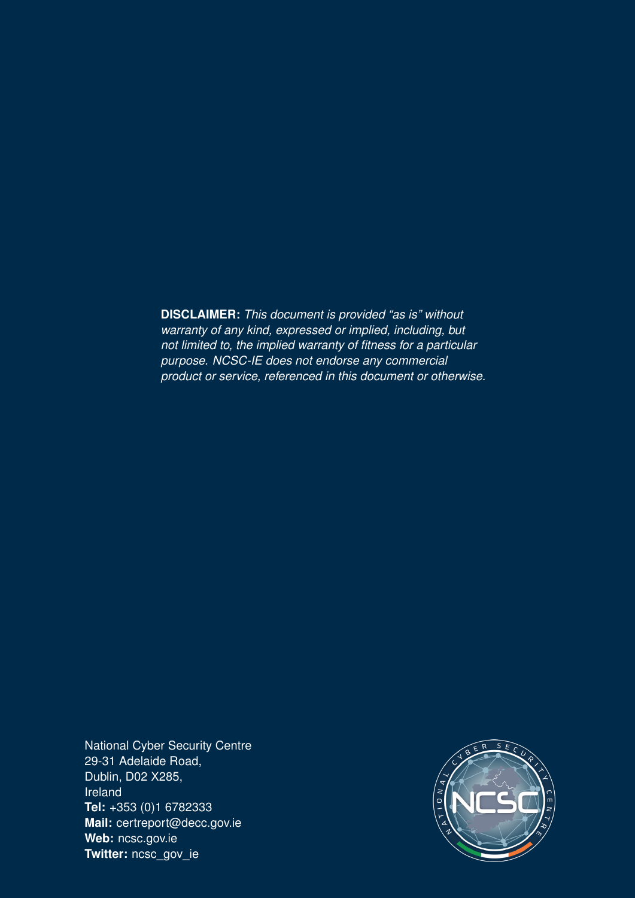**DISCLAIMER:** *This document is provided "as is" without warranty of any kind, expressed or implied, including, but not limited to, the implied warranty of fitness for a particular purpose. NCSC-IE does not endorse any commercial product or service, referenced in this document or otherwise.*

National Cyber Security Centre
29-31 Adelaide Road,
Dublin, D02 X285,
Ireland
**Tel:** +353 (0)1 6782333
**Mail:** certreport@decc.gov.ie
**Web:** ncsc.gov.ie
**Twitter:** ncsc_gov_ie